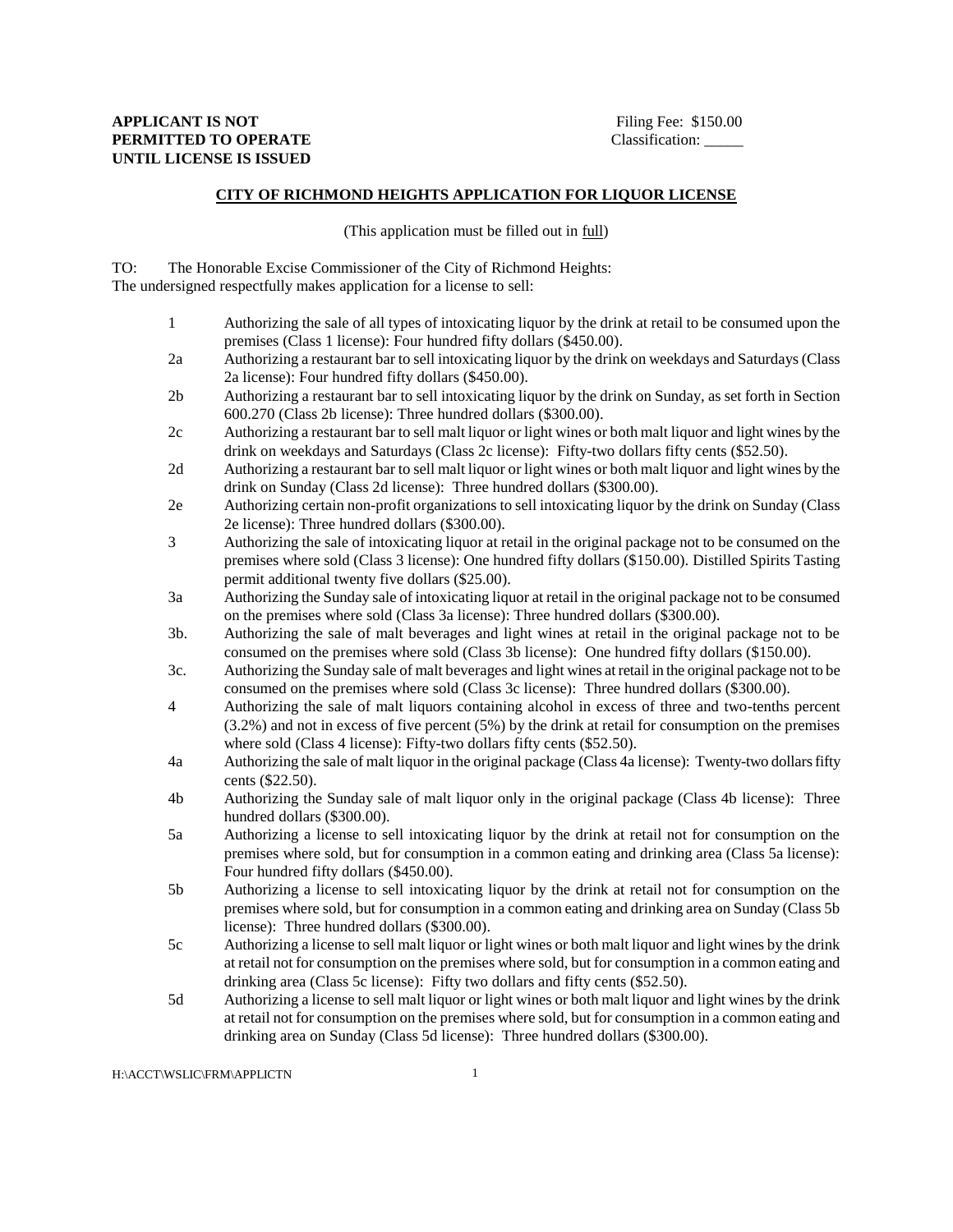**APPLICANT IS NOT PERMITTED TO OPERATE UNTIL LICENSE IS ISSUED**

Filing Fee: $150.00
Classification: _____

## CITY OF RICHMOND HEIGHTS APPLICATION FOR LIQUOR LICENSE

(This application must be filled out in full)

TO: The Honorable Excise Commissioner of the City of Richmond Heights:
The undersigned respectfully makes application for a license to sell:

| | |
|---|---|
| 1 | Authorizing the sale of all types of intoxicating liquor by the drink at retail to be consumed upon the premises (Class 1 license): Four hundred fifty dollars ($450.00). |
| 2a | Authorizing a restaurant bar to sell intoxicating liquor by the drink on weekdays and Saturdays (Class 2a license): Four hundred fifty dollars ($450.00). |
| 2b | Authorizing a restaurant bar to sell intoxicating liquor by the drink on Sunday, as set forth in Section 600.270 (Class 2b license): Three hundred dollars ($300.00). |
| 2c | Authorizing a restaurant bar to sell malt liquor or light wines or both malt liquor and light wines by the drink on weekdays and Saturdays (Class 2c license): Fifty-two dollars fifty cents ($52.50). |
| 2d | Authorizing a restaurant bar to sell malt liquor or light wines or both malt liquor and light wines by the drink on Sunday (Class 2d license): Three hundred dollars ($300.00). |
| 2e | Authorizing certain non-profit organizations to sell intoxicating liquor by the drink on Sunday (Class 2e license): Three hundred dollars ($300.00). |
| 3 | Authorizing the sale of intoxicating liquor at retail in the original package not to be consumed on the premises where sold (Class 3 license): One hundred fifty dollars ($150.00). Distilled Spirits Tasting permit additional twenty five dollars ($25.00). |
| 3a | Authorizing the Sunday sale of intoxicating liquor at retail in the original package not to be consumed on the premises where sold (Class 3a license): Three hundred dollars ($300.00). |
| 3b. | Authorizing the sale of malt beverages and light wines at retail in the original package not to be consumed on the premises where sold (Class 3b license): One hundred fifty dollars ($150.00). |
| 3c. | Authorizing the Sunday sale of malt beverages and light wines at retail in the original package not to be consumed on the premises where sold (Class 3c license): Three hundred dollars ($300.00). |
| 4 | Authorizing the sale of malt liquors containing alcohol in excess of three and two-tenths percent (3.2%) and not in excess of five percent (5%) by the drink at retail for consumption on the premises where sold (Class 4 license): Fifty-two dollars fifty cents ($52.50). |
| 4a | Authorizing the sale of malt liquor in the original package (Class 4a license): Twenty-two dollars fifty cents ($22.50). |
| 4b | Authorizing the Sunday sale of malt liquor only in the original package (Class 4b license): Three hundred dollars ($300.00). |
| 5a | Authorizing a license to sell intoxicating liquor by the drink at retail not for consumption on the premises where sold, but for consumption in a common eating and drinking area (Class 5a license): Four hundred fifty dollars ($450.00). |
| 5b | Authorizing a license to sell intoxicating liquor by the drink at retail not for consumption on the premises where sold, but for consumption in a common eating and drinking area on Sunday (Class 5b license): Three hundred dollars ($300.00). |
| 5c | Authorizing a license to sell malt liquor or light wines or both malt liquor and light wines by the drink at retail not for consumption on the premises where sold, but for consumption in a common eating and drinking area (Class 5c license): Fifty two dollars and fifty cents ($52.50). |
| 5d | Authorizing a license to sell malt liquor or light wines or both malt liquor and light wines by the drink at retail not for consumption on the premises where sold, but for consumption in a common eating and drinking area on Sunday (Class 5d license): Three hundred dollars ($300.00). |

H:\ACCT\WSLIC\FRM\APPLICTN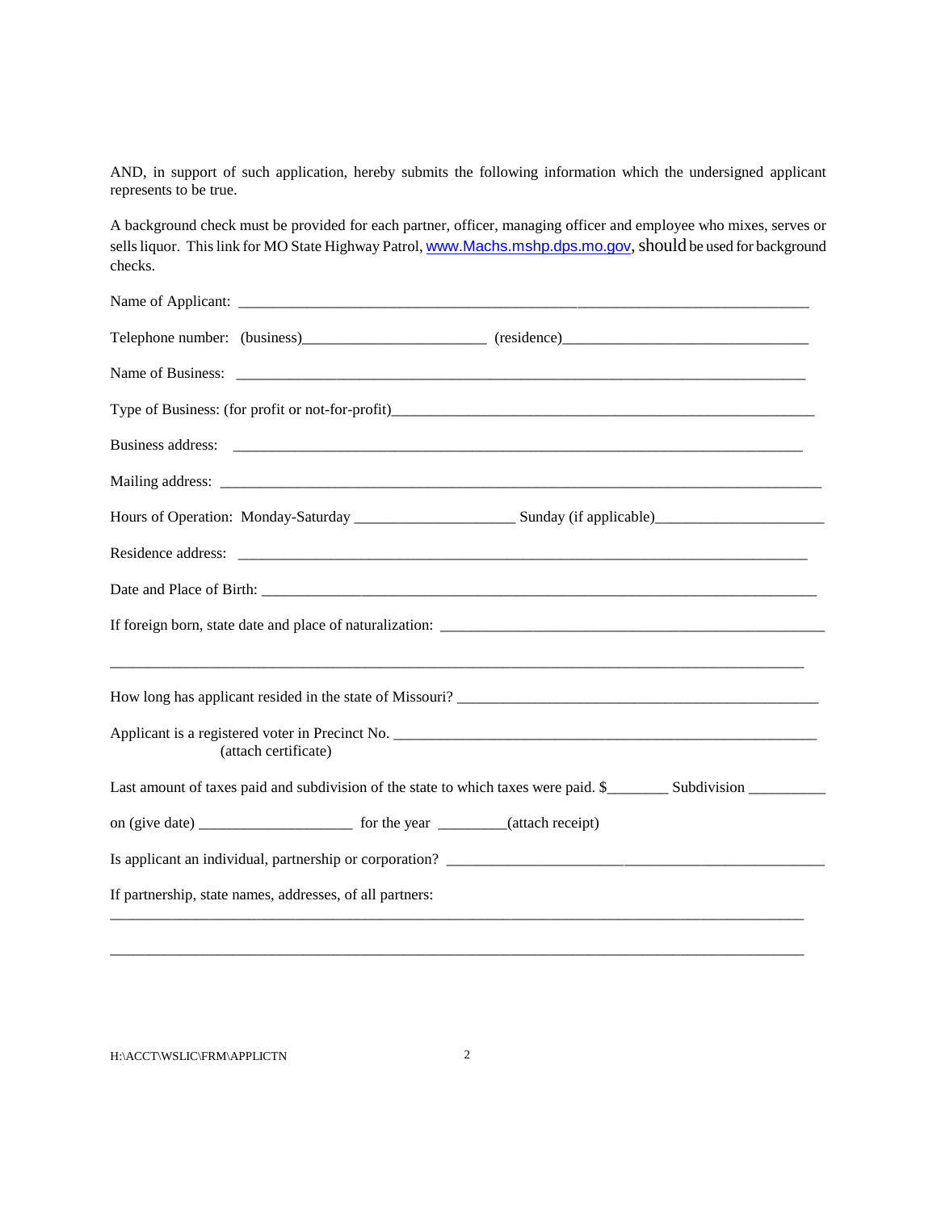AND, in support of such application, hereby submits the following information which the undersigned applicant represents to be true.

A background check must be provided for each partner, officer, managing officer and employee who mixes, serves or sells liquor. This link for MO State Highway Patrol, www.Machs.mshp.dps.mo.gov, should be used for background checks.

Name of Applicant: ______________________________________________________________________

Telephone number: (business)________________________ (residence)________________________________

Name of Business: ____________________________________________________________________________

Type of Business: (for profit or not-for-profit)____________________________________________________

Business address: ____________________________________________________________________________

Mailing address: ______________________________________________________________________________

Hours of Operation: Monday-Saturday _____________________ Sunday (if applicable)_____________________

Residence address: ____________________________________________________________________________

Date and Place of Birth: ________________________________________________________________________

If foreign born, state date and place of naturalization: ______________________________________________

_______________________________________________________________________________________________

How long has applicant resided in the state of Missouri? ____________________________________________

Applicant is a registered voter in Precinct No. ______________________________________________________
(attach certificate)

Last amount of taxes paid and subdivision of the state to which taxes were paid. $________ Subdivision __________

on (give date) ____________________ for the year _________(attach receipt)

Is applicant an individual, partnership or corporation? ______________________________________________

If partnership, state names, addresses, of all partners:

_______________________________________________________________________________________________

_______________________________________________________________________________________________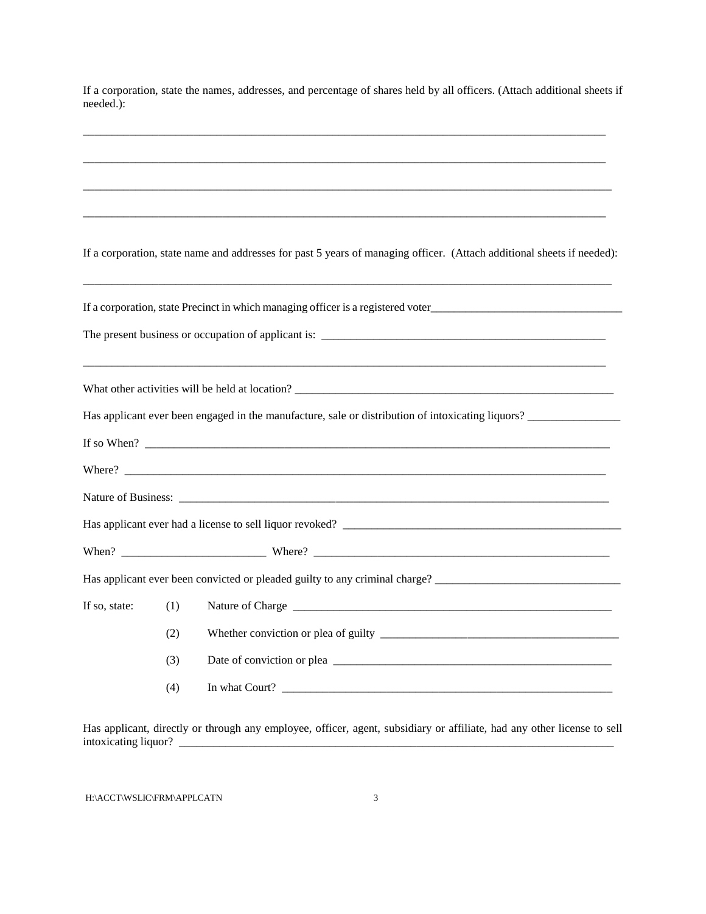If a corporation, state the names, addresses, and percentage of shares held by all officers. (Attach additional sheets if needed.):

______________________________________________________________________________________

______________________________________________________________________________________

______________________________________________________________________________________

______________________________________________________________________________________

If a corporation, state name and addresses for past 5 years of managing officer. (Attach additional sheets if needed):

______________________________________________________________________________________

If a corporation, state Precinct in which managing officer is a registered voter_________________________________

The present business or occupation of applicant is: ____________________________________________________

______________________________________________________________________________________

What other activities will be held at location? _________________________________________________________

Has applicant ever been engaged in the manufacture, sale or distribution of intoxicating liquors? ________________

If so When? ____________________________________________________________________________

Where? ________________________________________________________________________________

Nature of Business: _______________________________________________________________________

Has applicant ever had a license to sell liquor revoked? _________________________________________________

When? _________________________ Where? ______________________________________________________

Has applicant ever been convicted or pleaded guilty to any criminal charge? ________________________________

If so, state:

(1) Nature of Charge _________________________________________________________

(2) Whether conviction or plea of guilty __________________________________________

(3) Date of conviction or plea _________________________________________________

(4) In what Court? ___________________________________________________________

Has applicant, directly or through any employee, officer, agent, subsidiary or affiliate, had any other license to sell intoxicating liquor? _______________________________________________________________________

H:\ACCT\WSLIC\FRM\APPLCATN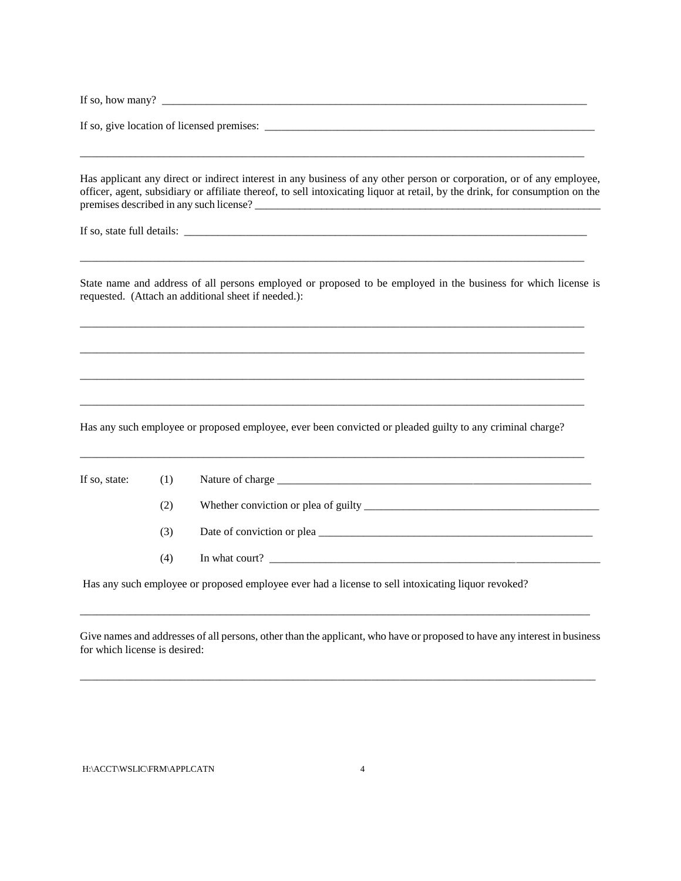If so, how many? ______________________________________________________________________________

If so, give location of licensed premises: _______________________________________________________________

_____________________________________________________________________________________________

Has applicant any direct or indirect interest in any business of any other person or corporation, or of any employee, officer, agent, subsidiary or affiliate thereof, to sell intoxicating liquor at retail, by the drink, for consumption on the premises described in any such license? ____________________________________________________________

If so, state full details: ______________________________________________________________________

_____________________________________________________________________________________________

State name and address of all persons employed or proposed to be employed in the business for which license is requested. (Attach an additional sheet if needed.):

_____________________________________________________________________________________________

_____________________________________________________________________________________________

_____________________________________________________________________________________________

_____________________________________________________________________________________________

Has any such employee or proposed employee, ever been convicted or pleaded guilty to any criminal charge?

_____________________________________________________________________________________________

If so, state:

(1) Nature of charge ______________________________________________________

(2) Whether conviction or plea of guilty ______________________________________

(3) Date of conviction or plea ______________________________________________

(4) In what court? _______________________________________________________

Has any such employee or proposed employee ever had a license to sell intoxicating liquor revoked?

_____________________________________________________________________________________________

Give names and addresses of all persons, other than the applicant, who have or proposed to have any interest in business for which license is desired:

_____________________________________________________________________________________________

H:\ACCT\WSLIC\FRM\APPLCATN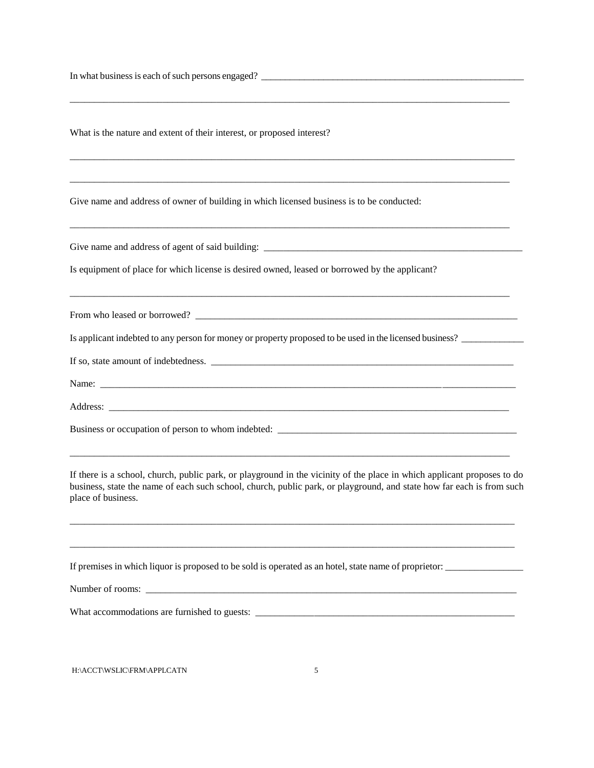In what business is each of such persons engaged? ______________________________________________________

______________________________________________________________________________________________

What is the nature and extent of their interest, or proposed interest?

______________________________________________________________________________________________

______________________________________________________________________________________________

Give name and address of owner of building in which licensed business is to be conducted:

______________________________________________________________________________________________

Give name and address of agent of said building: ______________________________________________________

Is equipment of place for which license is desired owned, leased or borrowed by the applicant?

______________________________________________________________________________________________

From who leased or borrowed? _______________________________________________________________________

Is applicant indebted to any person for money or property proposed to be used in the licensed business? _____________

If so, state amount of indebtedness. _________________________________________________________________

Name: _____________________________________________________________________________________

Address: ___________________________________________________________________________________

Business or occupation of person to whom indebted: ____________________________________________________

______________________________________________________________________________________________

If there is a school, church, public park, or playground in the vicinity of the place in which applicant proposes to do business, state the name of each such school, church, public park, or playground, and state how far each is from such place of business.

______________________________________________________________________________________________

______________________________________________________________________________________________

If premises in which liquor is proposed to be sold is operated as an hotel, state name of proprietor: ________________

Number of rooms: ____________________________________________________________________________

What accommodations are furnished to guests: _________________________________________________________

H:\ACCT\WSLIC\FRM\APPLCATN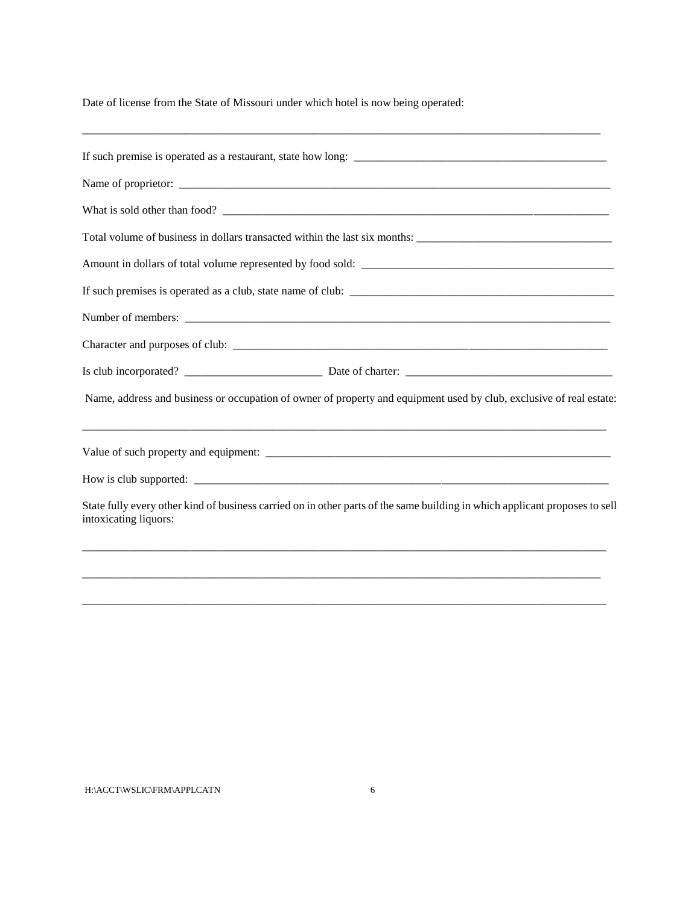Date of license from the State of Missouri under which hotel is now being operated:

_______________________________________________________________________________________

If such premise is operated as a restaurant, state how long: _____________________________________________

Name of proprietor: _______________________________________________________________________________

What is sold other than food? __________________________________________________________________

Total volume of business in dollars transacted within the last six months: __________________________________

Amount in dollars of total volume represented by food sold: _____________________________________________

If such premises is operated as a club, state name of club: _______________________________________________

Number of members: _______________________________________________________________________________

Character and purposes of club: _______________________________________________________________________

Is club incorporated? ________________________ Date of charter: ____________________________________

Name, address and business or occupation of owner of property and equipment used by club, exclusive of real estate:

_______________________________________________________________________________________

Value of such property and equipment: _______________________________________________________________

How is club supported: _____________________________________________________________________________

State fully every other kind of business carried on in other parts of the same building in which applicant proposes to sell intoxicating liquors:

_______________________________________________________________________________________

_______________________________________________________________________________________

_______________________________________________________________________________________

H:\ACCT\WSLIC\FRM\APPLCATN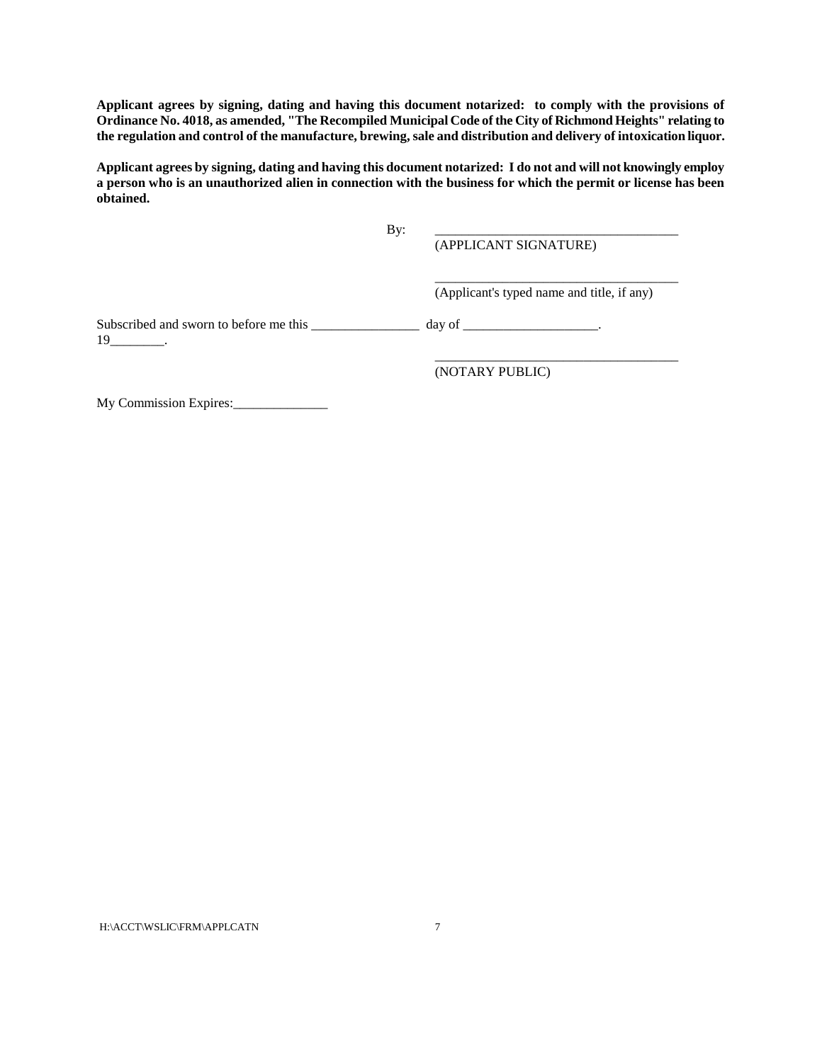**Applicant agrees by signing, dating and having this document notarized: to comply with the provisions of Ordinance No. 4018, as amended, "The Recompiled Municipal Code of the City of Richmond Heights" relating to the regulation and control of the manufacture, brewing, sale and distribution and delivery of intoxication liquor.**

**Applicant agrees by signing, dating and having this document notarized: I do not and will not knowingly employ a person who is an unauthorized alien in connection with the business for which the permit or license has been obtained.**

By: ____________________________________
(APPLICANT SIGNATURE)

____________________________________
(Applicant's typed name and title, if any)

Subscribed and sworn to before me this ________________ day of ____________________. 19________.

____________________________________
(NOTARY PUBLIC)

My Commission Expires:______________

H:\ACCT\WSLIC\FRM\APPLCATN